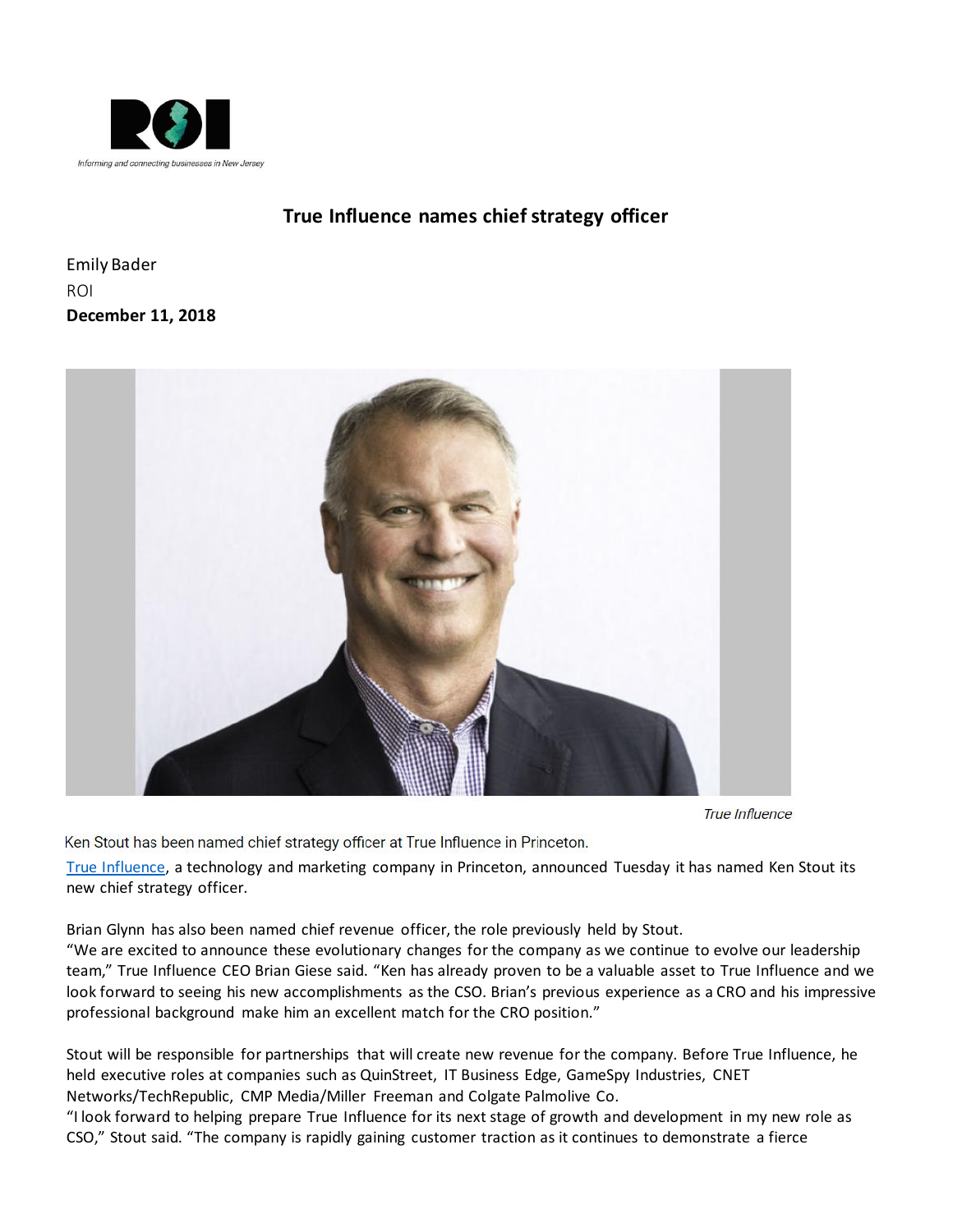Informing and connecting businesses in New Jersey

# True Influence names chief strategy officer

Emily Bader
ROI
**December 11, 2018**

True Influence

Ken Stout has been named chief strategy officer at True Influence in Princeton.

True Influence, a technology and marketing company in Princeton, announced Tuesday it has named Ken Stout its new chief strategy officer.

Brian Glynn has also been named chief revenue officer, the role previously held by Stout.
"We are excited to announce these evolutionary changes for the company as we continue to evolve our leadership team," True Influence CEO Brian Giese said. "Ken has already proven to be a valuable asset to True Influence and we look forward to seeing his new accomplishments as the CSO. Brian's previous experience as a CRO and his impressive professional background make him an excellent match for the CRO position."

Stout will be responsible for partnerships that will create new revenue for the company. Before True Influence, he held executive roles at companies such as QuinStreet, IT Business Edge, GameSpy Industries, CNET Networks/TechRepublic, CMP Media/Miller Freeman and Colgate Palmolive Co.
"I look forward to helping prepare True Influence for its next stage of growth and development in my new role as CSO," Stout said. "The company is rapidly gaining customer traction as it continues to demonstrate a fierce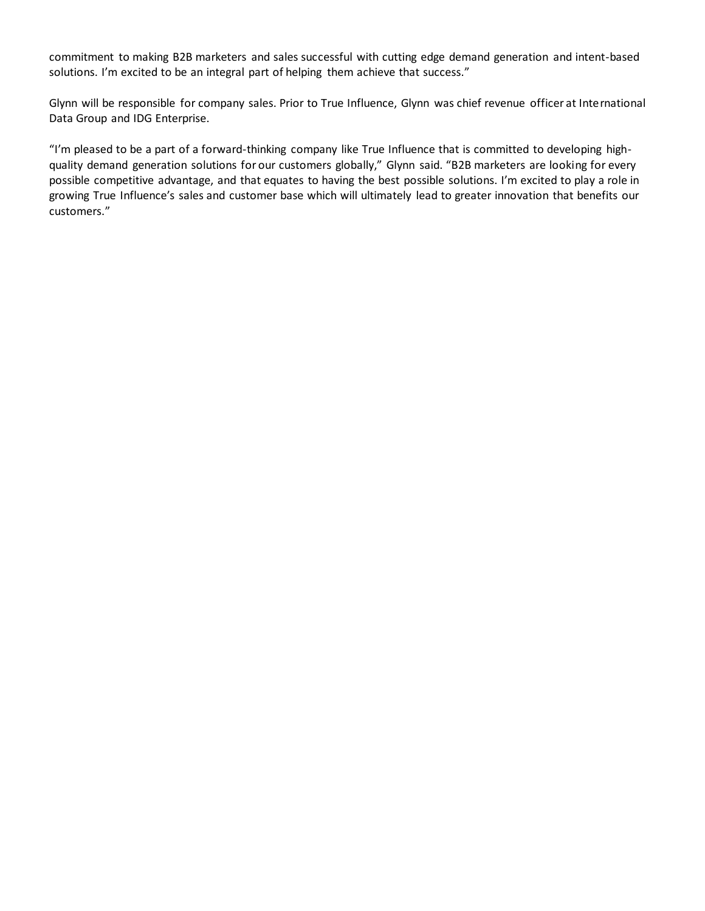commitment to making B2B marketers and sales successful with cutting edge demand generation and intent-based solutions. I'm excited to be an integral part of helping them achieve that success."

Glynn will be responsible for company sales. Prior to True Influence, Glynn was chief revenue officer at International Data Group and IDG Enterprise.

"I'm pleased to be a part of a forward-thinking company like True Influence that is committed to developing high-quality demand generation solutions for our customers globally," Glynn said. "B2B marketers are looking for every possible competitive advantage, and that equates to having the best possible solutions. I'm excited to play a role in growing True Influence's sales and customer base which will ultimately lead to greater innovation that benefits our customers."